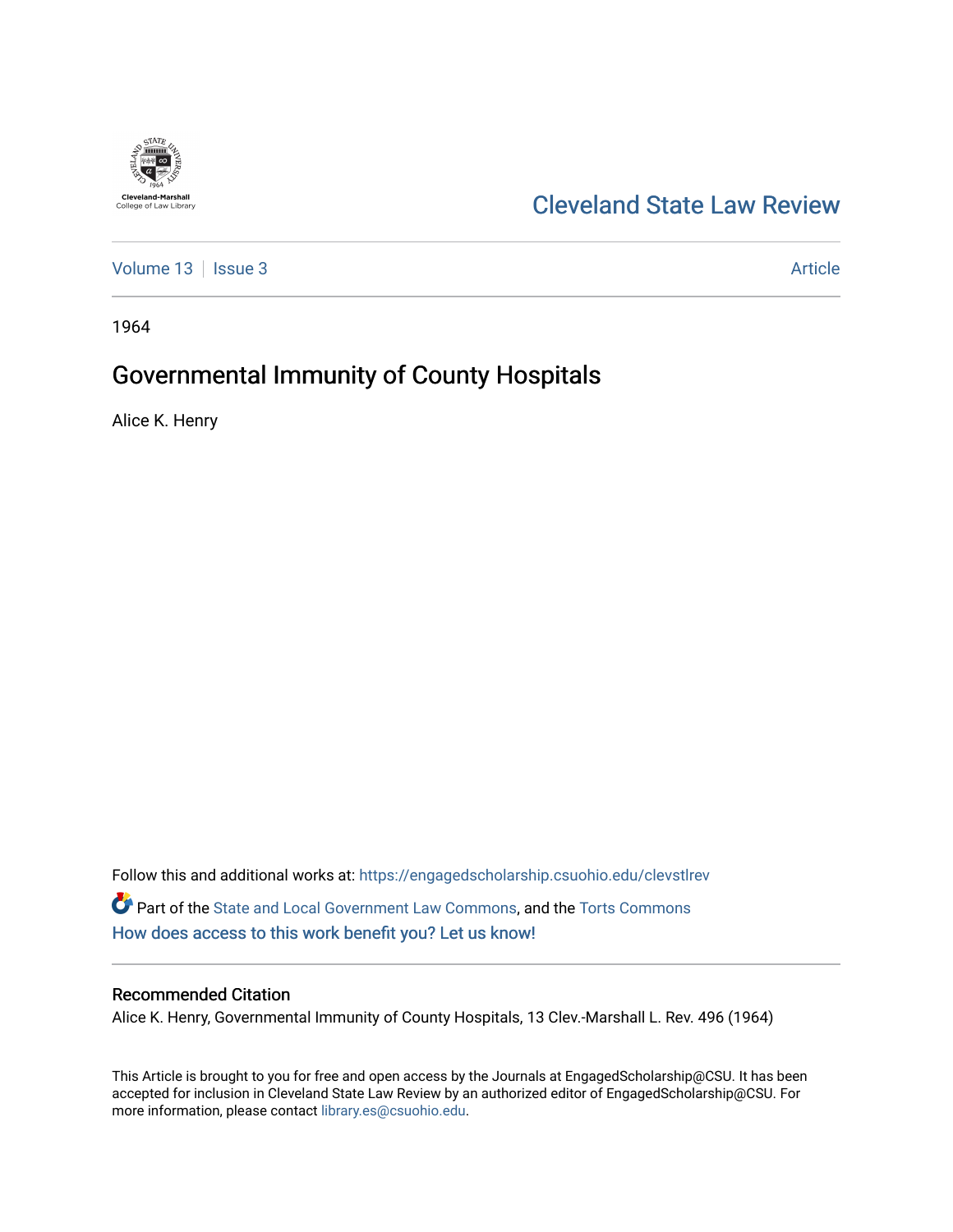Cleveland State Law Review

Volume 13 | Issue 3 | Article

1964

# Governmental Immunity of County Hospitals

Alice K. Henry

Follow this and additional works at: https://engagedscholarship.csuohio.edu/clevstlrev

Part of the State and Local Government Law Commons, and the Torts Commons

How does access to this work benefit you? Let us know!

## Recommended Citation

Alice K. Henry, Governmental Immunity of County Hospitals, 13 Clev.-Marshall L. Rev. 496 (1964)

This Article is brought to you for free and open access by the Journals at EngagedScholarship@CSU. It has been accepted for inclusion in Cleveland State Law Review by an authorized editor of EngagedScholarship@CSU. For more information, please contact library.es@csuohio.edu.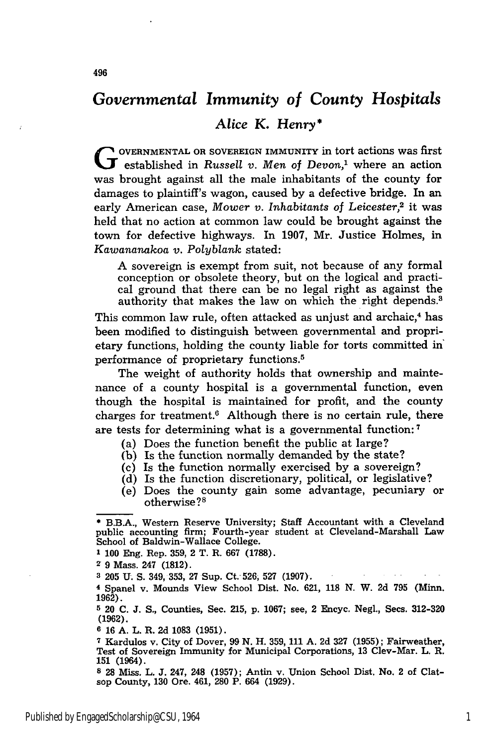# Governmental Immunity of County Hospitals

*Alice K. Henry*[*]

GOVERNMENTAL OR SOVEREIGN IMMUNITY in tort actions was first established in *Russell v. Men of Devon*,[1] where an action was brought against all the male inhabitants of the county for damages to plaintiff's wagon, caused by a defective bridge. In an early American case, *Mower v. Inhabitants of Leicester*,[2] it was held that no action at common law could be brought against the town for defective highways. In 1907, Mr. Justice Holmes, in *Kawananakoa v. Polyblank* stated:

> A sovereign is exempt from suit, not because of any formal conception or obsolete theory, but on the logical and practical ground that there can be no legal right as against the authority that makes the law on which the right depends.[3]

This common law rule, often attacked as unjust and archaic,[4] has been modified to distinguish between governmental and proprietary functions, holding the county liable for torts committed in performance of proprietary functions.[5]

The weight of authority holds that ownership and maintenance of a county hospital is a governmental function, even though the hospital is maintained for profit, and the county charges for treatment.[6] Although there is no certain rule, there are tests for determining what is a governmental function:[7]

(a) Does the function benefit the public at large?
(b) Is the function normally demanded by the state?
(c) Is the function normally exercised by a sovereign?
(d) Is the function discretionary, political, or legislative?
(e) Does the county gain some advantage, pecuniary or otherwise?[8]

---

\* B.B.A., Western Reserve University; Staff Accountant with a Cleveland public accounting firm; Fourth-year student at Cleveland-Marshall Law School of Baldwin-Wallace College.

1 100 Eng. Rep. 359, 2 T. R. 667 (1788).

2 9 Mass. 247 (1812).

3 205 U. S. 349, 353, 27 Sup. Ct. 526, 527 (1907).

4 Spanel v. Mounds View School Dist. No. 621, 118 N. W. 2d 795 (Minn. 1962).

5 20 C. J. S., Counties, Sec. 215, p. 1067; see, 2 Encyc. Negl., Secs. 312-320 (1962).

6 16 A. L. R. 2d 1083 (1951).

7 Kardulos v. City of Dover, 99 N. H. 359, 111 A. 2d 327 (1955); Fairweather, Test of Sovereign Immunity for Municipal Corporations, 13 Clev-Mar. L. R. 151 (1964).

8 28 Miss. L. J. 247, 248 (1957); Antin v. Union School Dist. No. 2 of Clatsop County, 130 Ore. 461, 280 P. 664 (1929).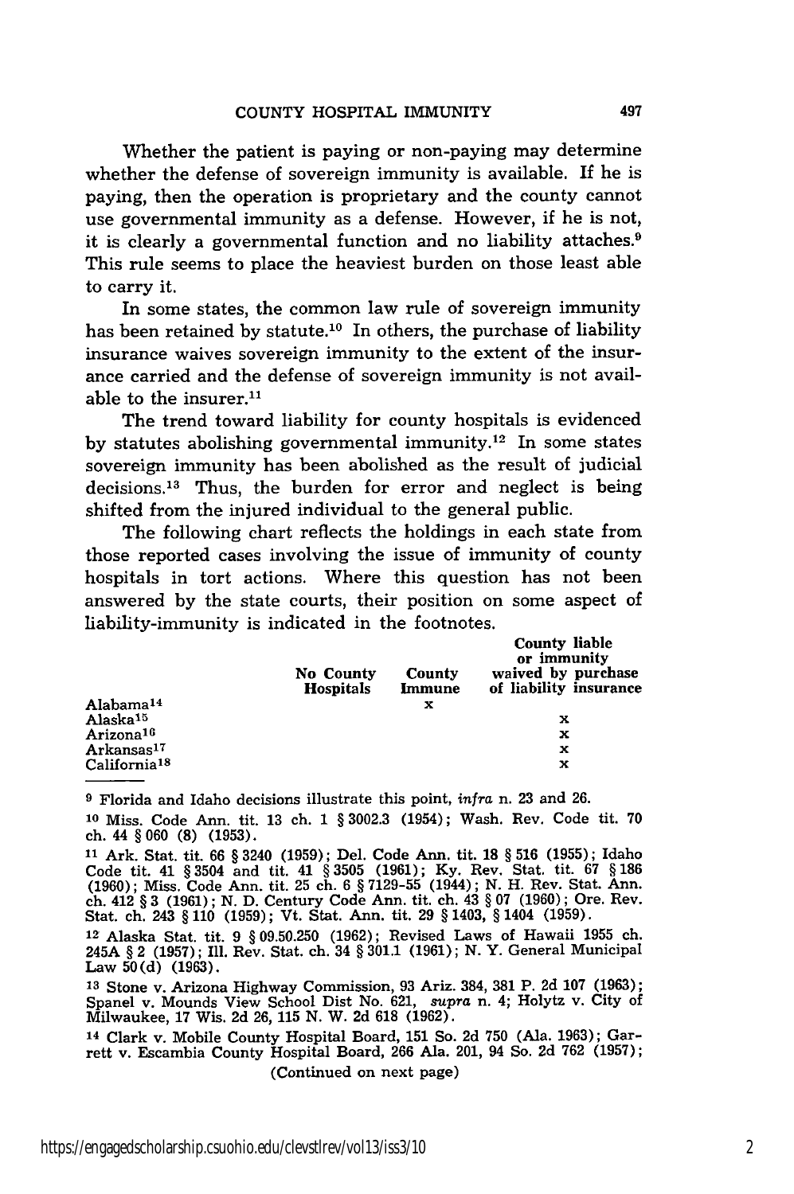Whether the patient is paying or non-paying may determine whether the defense of sovereign immunity is available. If he is paying, then the operation is proprietary and the county cannot use governmental immunity as a defense. However, if he is not, it is clearly a governmental function and no liability attaches.[9] This rule seems to place the heaviest burden on those least able to carry it.

In some states, the common law rule of sovereign immunity has been retained by statute.[10] In others, the purchase of liability insurance waives sovereign immunity to the extent of the insurance carried and the defense of sovereign immunity is not available to the insurer.[11]

The trend toward liability for county hospitals is evidenced by statutes abolishing governmental immunity.[12] In some states sovereign immunity has been abolished as the result of judicial decisions.[13] Thus, the burden for error and neglect is being shifted from the injured individual to the general public.

The following chart reflects the holdings in each state from those reported cases involving the issue of immunity of county hospitals in tort actions. Where this question has not been answered by the state courts, their position on some aspect of liability-immunity is indicated in the footnotes.

| | No County Hospitals | County Immune | County liable or immunity waived by purchase of liability insurance |
|---|---|---|---|
| Alabama[14] | | x | |
| Alaska[15] | | | x |
| Arizona[16] | | | x |
| Arkansas[17] | | | x |
| California[18] | | | x |

---

[9] Florida and Idaho decisions illustrate this point, *infra* n. 23 and 26.

[10] Miss. Code Ann. tit. 13 ch. 1 § 3002.3 (1954); Wash. Rev. Code tit. 70 ch. 44 § 060 (8) (1953).

[11] Ark. Stat. tit. 66 § 3240 (1959); Del. Code Ann. tit. 18 § 516 (1955); Idaho Code tit. 41 § 3504 and tit. 41 § 3505 (1961); Ky. Rev. Stat. tit. 67 § 186 (1960); Miss. Code Ann. tit. 25 ch. 6 § 7129-55 (1944); N. H. Rev. Stat. Ann. ch. 412 § 3 (1961); N. D. Century Code Ann. tit. ch. 43 § 07 (1960); Ore. Rev. Stat. ch. 243 § 110 (1959); Vt. Stat. Ann. tit. 29 § 1403, § 1404 (1959).

[12] Alaska Stat. tit. 9 § 09.50.250 (1962); Revised Laws of Hawaii 1955 ch. 245A § 2 (1957); Ill. Rev. Stat. ch. 34 § 301.1 (1961); N. Y. General Municipal Law 50(d) (1963).

[13] Stone v. Arizona Highway Commission, 93 Ariz. 384, 381 P. 2d 107 (1963); Spanel v. Mounds View School Dist No. 621, *supra* n. 4; Holytz v. City of Milwaukee, 17 Wis. 2d 26, 115 N. W. 2d 618 (1962).

[14] Clark v. Mobile County Hospital Board, 151 So. 2d 750 (Ala. 1963); Garrett v. Escambia County Hospital Board, 266 Ala. 201, 94 So. 2d 762 (1957);

(Continued on next page)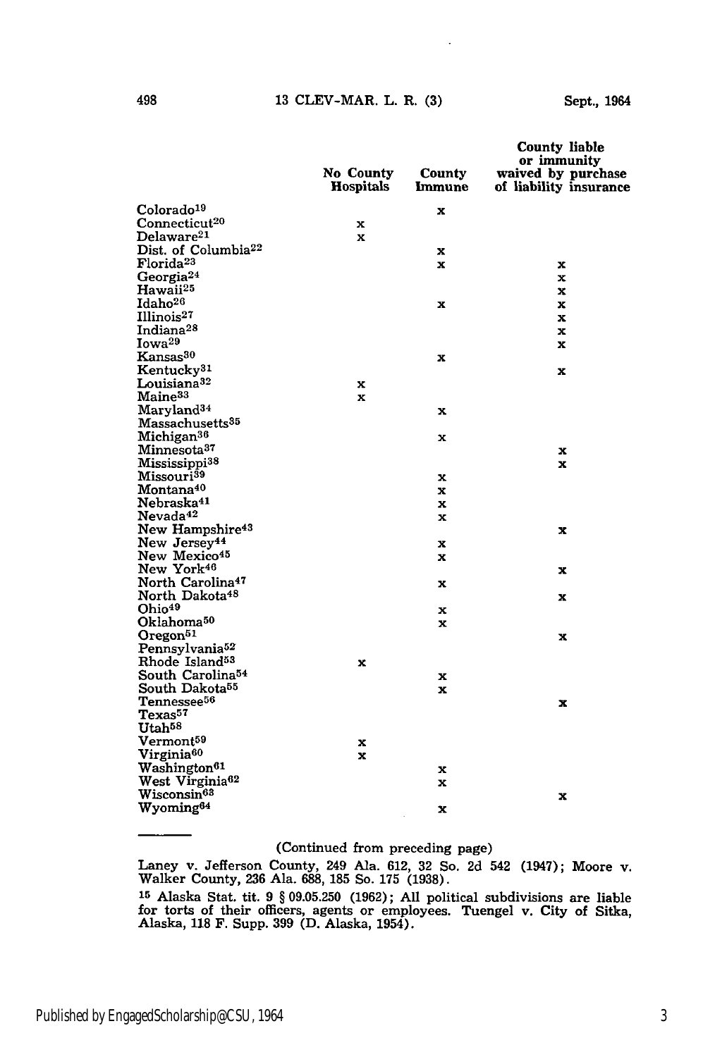| | No County Hospitals | County Immune | County liable or immunity waived by purchase of liability insurance |
|---|---|---|---|
| Colorado[19] | | x | |
| Connecticut[20] | x | | |
| Delaware[21] | x | | |
| Dist. of Columbia[22] | | x | |
| Florida[23] | | x | x |
| Georgia[24] | | | x |
| Hawaii[25] | | | x |
| Idaho[26] | | x | x |
| Illinois[27] | | | x |
| Indiana[28] | | | x |
| Iowa[29] | | | x |
| Kansas[30] | | x | |
| Kentucky[31] | | | x |
| Louisiana[32] | x | | |
| Maine[33] | x | | |
| Maryland[34] | | x | |
| Massachusetts[35] | | | |
| Michigan[36] | | x | |
| Minnesota[37] | | | x |
| Mississippi[38] | | | x |
| Missouri[39] | | x | |
| Montana[40] | | x | |
| Nebraska[41] | | x | |
| Nevada[42] | | x | |
| New Hampshire[43] | | | x |
| New Jersey[44] | | x | |
| New Mexico[45] | | x | |
| New York[46] | | | x |
| North Carolina[47] | | x | |
| North Dakota[48] | | | x |
| Ohio[49] | | x | |
| Oklahoma[50] | | x | |
| Oregon[51] | | | x |
| Pennsylvania[52] | | | |
| Rhode Island[53] | x | | |
| South Carolina[54] | | x | |
| South Dakota[55] | | x | |
| Tennessee[56] | | | x |
| Texas[57] | | | |
| Utah[58] | | | |
| Vermont[59] | x | | |
| Virginia[60] | x | | |
| Washington[61] | | x | |
| West Virginia[62] | | x | |
| Wisconsin[63] | | | x |
| Wyoming[64] | | x | |

(Continued from preceding page)

Laney v. Jefferson County, 249 Ala. 612, 32 So. 2d 542 (1947); Moore v. Walker County, 236 Ala. 688, 185 So. 175 (1938).

[15] Alaska Stat. tit. 9 § 09.05.250 (1962); All political subdivisions are liable for torts of their officers, agents or employees. Tuengel v. City of Sitka, Alaska, 118 F. Supp. 399 (D. Alaska, 1954).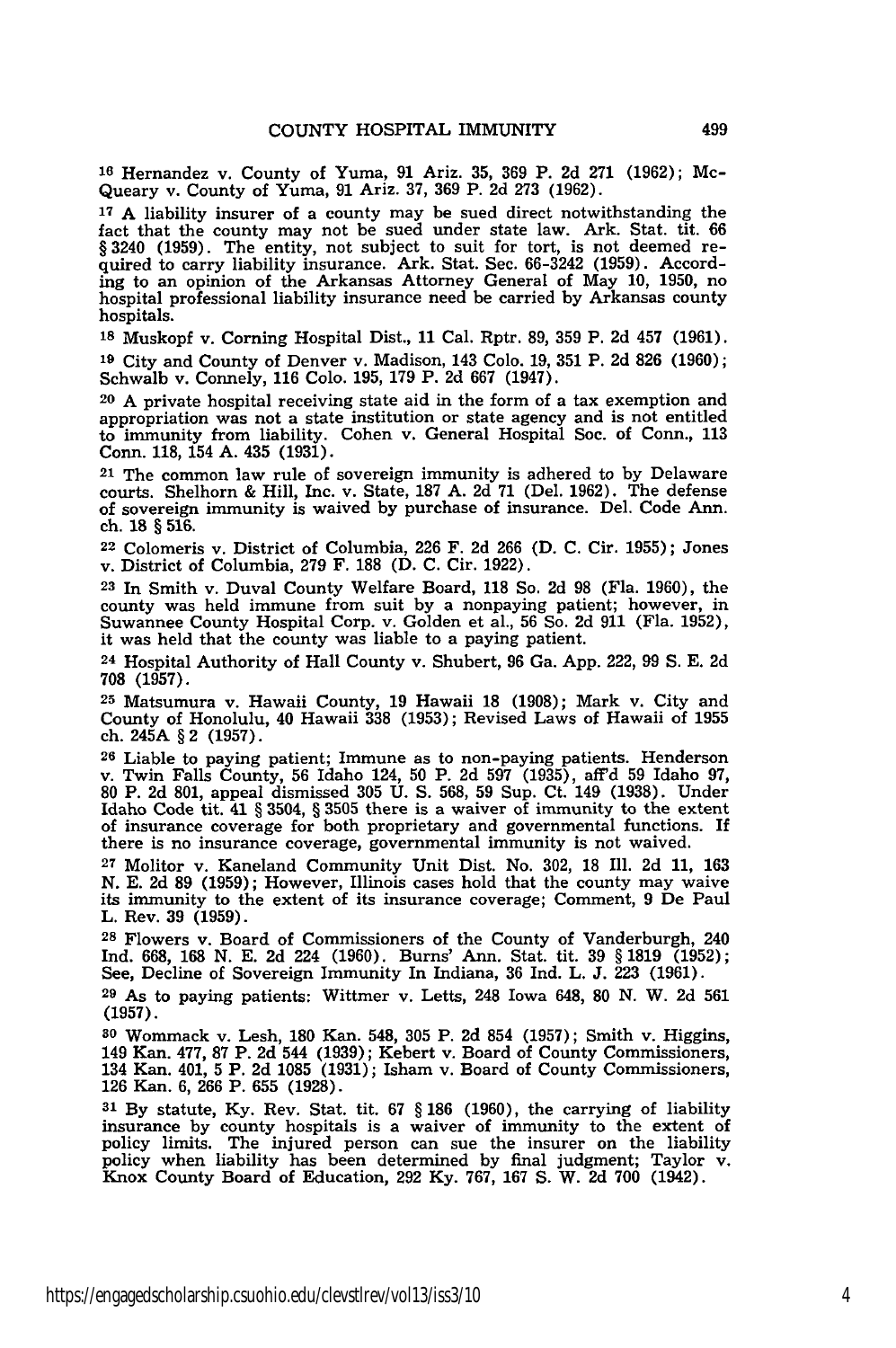[16] Hernandez v. County of Yuma, 91 Ariz. 35, 369 P. 2d 271 (1962); McQueary v. County of Yuma, 91 Ariz. 37, 369 P. 2d 273 (1962).

[17] A liability insurer of a county may be sued direct notwithstanding the fact that the county may not be sued under state law. Ark. Stat. tit. 66 § 3240 (1959). The entity, not subject to suit for tort, is not deemed required to carry liability insurance. Ark. Stat. Sec. 66-3242 (1959). According to an opinion of the Arkansas Attorney General of May 10, 1950, no hospital professional liability insurance need be carried by Arkansas county hospitals.

[18] Muskopf v. Corning Hospital Dist., 11 Cal. Rptr. 89, 359 P. 2d 457 (1961).

[19] City and County of Denver v. Madison, 143 Colo. 19, 351 P. 2d 826 (1960); Schwalb v. Connely, 116 Colo. 195, 179 P. 2d 667 (1947).

[20] A private hospital receiving state aid in the form of a tax exemption and appropriation was not a state institution or state agency and is not entitled to immunity from liability. Cohen v. General Hospital Soc. of Conn., 113 Conn. 118, 154 A. 435 (1931).

[21] The common law rule of sovereign immunity is adhered to by Delaware courts. Shelhorn & Hill, Inc. v. State, 187 A. 2d 71 (Del. 1962). The defense of sovereign immunity is waived by purchase of insurance. Del. Code Ann. ch. 18 § 516.

[22] Colomeris v. District of Columbia, 226 F. 2d 266 (D. C. Cir. 1955); Jones v. District of Columbia, 279 F. 188 (D. C. Cir. 1922).

[23] In Smith v. Duval County Welfare Board, 118 So. 2d 98 (Fla. 1960), the county was held immune from suit by a nonpaying patient; however, in Suwannee County Hospital Corp. v. Golden et al., 56 So. 2d 911 (Fla. 1952), it was held that the county was liable to a paying patient.

[24] Hospital Authority of Hall County v. Shubert, 96 Ga. App. 222, 99 S. E. 2d 708 (1957).

[25] Matsumura v. Hawaii County, 19 Hawaii 18 (1908); Mark v. City and County of Honolulu, 40 Hawaii 338 (1953); Revised Laws of Hawaii of 1955 ch. 245A § 2 (1957).

[26] Liable to paying patient; Immune as to non-paying patients. Henderson v. Twin Falls County, 56 Idaho 124, 50 P. 2d 597 (1935), aff'd 59 Idaho 97, 80 P. 2d 801, appeal dismissed 305 U. S. 568, 59 Sup. Ct. 149 (1938). Under Idaho Code tit. 41 § 3504, § 3505 there is a waiver of immunity to the extent of insurance coverage for both proprietary and governmental functions. If there is no insurance coverage, governmental immunity is not waived.

[27] Molitor v. Kaneland Community Unit Dist. No. 302, 18 Ill. 2d 11, 163 N. E. 2d 89 (1959); However, Illinois cases hold that the county may waive its immunity to the extent of its insurance coverage; Comment, 9 De Paul L. Rev. 39 (1959).

[28] Flowers v. Board of Commissioners of the County of Vanderburgh, 240 Ind. 668, 168 N. E. 2d 224 (1960). Burns' Ann. Stat. tit. 39 § 1819 (1952); See, Decline of Sovereign Immunity In Indiana, 36 Ind. L. J. 223 (1961).

[29] As to paying patients: Wittmer v. Letts, 248 Iowa 648, 80 N. W. 2d 561 (1957).

[30] Wommack v. Lesh, 180 Kan. 548, 305 P. 2d 854 (1957); Smith v. Higgins, 149 Kan. 477, 87 P. 2d 544 (1939); Kebert v. Board of County Commissioners, 134 Kan. 401, 5 P. 2d 1085 (1931); Isham v. Board of County Commissioners, 126 Kan. 6, 266 P. 655 (1928).

[31] By statute, Ky. Rev. Stat. tit. 67 § 186 (1960), the carrying of liability insurance by county hospitals is a waiver of immunity to the extent of policy limits. The injured person can sue the insurer on the liability policy when liability has been determined by final judgment; Taylor v. Knox County Board of Education, 292 Ky. 767, 167 S. W. 2d 700 (1942).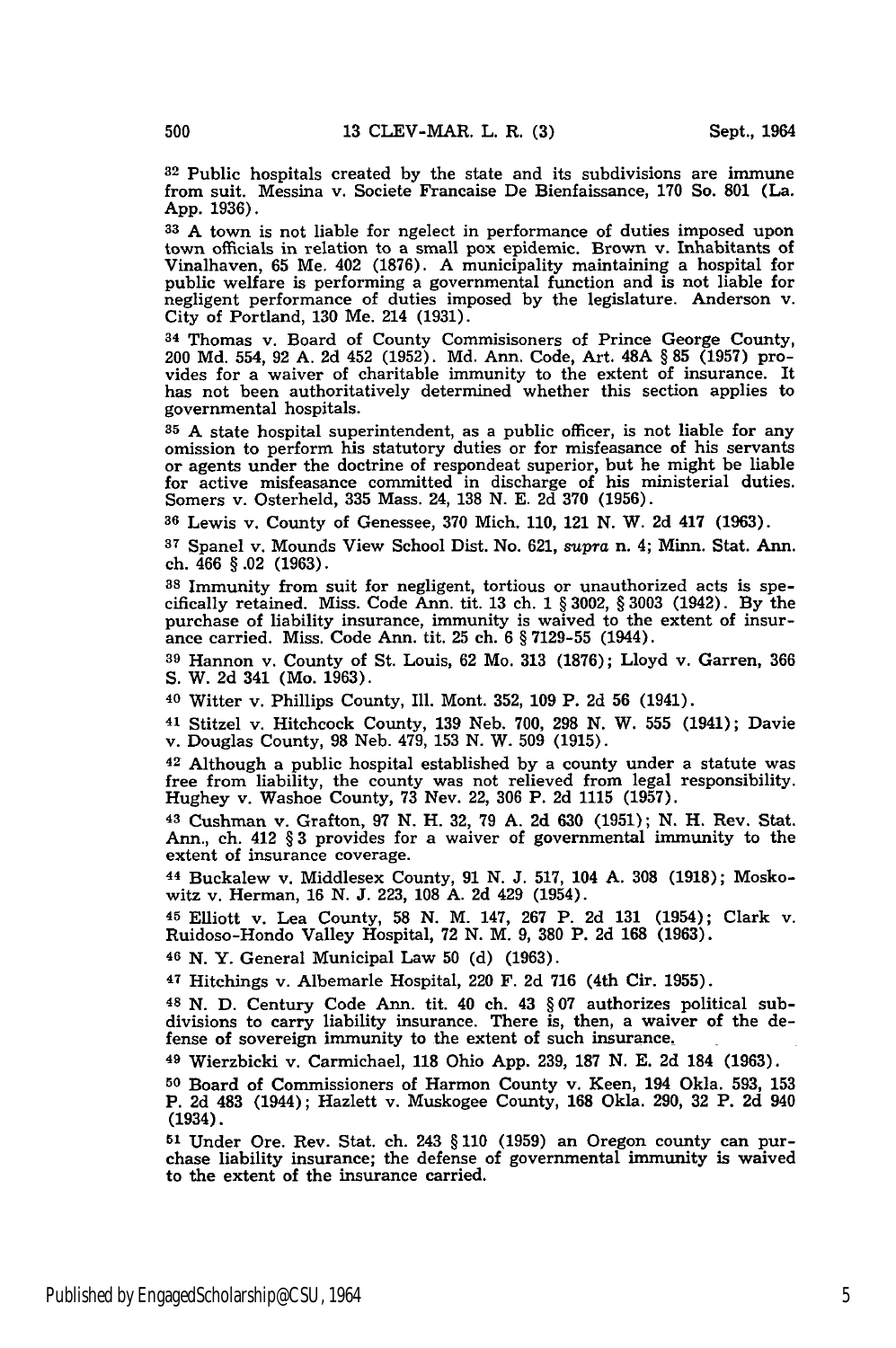[32] Public hospitals created by the state and its subdivisions are immune from suit. Messina v. Societe Francaise De Bienfaissance, 170 So. 801 (La. App. 1936).

[33] A town is not liable for ngelect in performance of duties imposed upon town officials in relation to a small pox epidemic. Brown v. Inhabitants of Vinalhaven, 65 Me. 402 (1876). A municipality maintaining a hospital for public welfare is performing a governmental function and is not liable for negligent performance of duties imposed by the legislature. Anderson v. City of Portland, 130 Me. 214 (1931).

[34] Thomas v. Board of County Commisisoners of Prince George County, 200 Md. 554, 92 A. 2d 452 (1952). Md. Ann. Code, Art. 48A § 85 (1957) provides for a waiver of charitable immunity to the extent of insurance. It has not been authoritatively determined whether this section applies to governmental hospitals.

[35] A state hospital superintendent, as a public officer, is not liable for any omission to perform his statutory duties or for misfeasance of his servants or agents under the doctrine of respondeat superior, but he might be liable for active misfeasance committed in discharge of his ministerial duties. Somers v. Osterheld, 335 Mass. 24, 138 N. E. 2d 370 (1956).

[36] Lewis v. County of Genessee, 370 Mich. 110, 121 N. W. 2d 417 (1963).

[37] Spanel v. Mounds View School Dist. No. 621, *supra* n. 4; Minn. Stat. Ann. ch. 466 § .02 (1963).

[38] Immunity from suit for negligent, tortious or unauthorized acts is specifically retained. Miss. Code Ann. tit. 13 ch. 1 § 3002, § 3003 (1942). By the purchase of liability insurance, immunity is waived to the extent of insurance carried. Miss. Code Ann. tit. 25 ch. 6 § 7129-55 (1944).

[39] Hannon v. County of St. Louis, 62 Mo. 313 (1876); Lloyd v. Garren, 366 S. W. 2d 341 (Mo. 1963).

[40] Witter v. Phillips County, Ill. Mont. 352, 109 P. 2d 56 (1941).

[41] Stitzel v. Hitchcock County, 139 Neb. 700, 298 N. W. 555 (1941); Davie v. Douglas County, 98 Neb. 479, 153 N. W. 509 (1915).

[42] Although a public hospital established by a county under a statute was free from liability, the county was not relieved from legal responsibility. Hughey v. Washoe County, 73 Nev. 22, 306 P. 2d 1115 (1957).

[43] Cushman v. Grafton, 97 N. H. 32, 79 A. 2d 630 (1951); N. H. Rev. Stat. Ann., ch. 412 § 3 provides for a waiver of governmental immunity to the extent of insurance coverage.

[44] Buckalew v. Middlesex County, 91 N. J. 517, 104 A. 308 (1918); Moskowitz v. Herman, 16 N. J. 223, 108 A. 2d 429 (1954).

[45] Elliott v. Lea County, 58 N. M. 147, 267 P. 2d 131 (1954); Clark v. Ruidoso-Hondo Valley Hospital, 72 N. M. 9, 380 P. 2d 168 (1963).

[46] N. Y. General Municipal Law 50 (d) (1963).

[47] Hitchings v. Albemarle Hospital, 220 F. 2d 716 (4th Cir. 1955).

[48] N. D. Century Code Ann. tit. 40 ch. 43 § 07 authorizes political subdivisions to carry liability insurance. There is, then, a waiver of the defense of sovereign immunity to the extent of such insurance.

[49] Wierzbicki v. Carmichael, 118 Ohio App. 239, 187 N. E. 2d 184 (1963).

[50] Board of Commissioners of Harmon County v. Keen, 194 Okla. 593, 153 P. 2d 483 (1944); Hazlett v. Muskogee County, 168 Okla. 290, 32 P. 2d 940 (1934).

[51] Under Ore. Rev. Stat. ch. 243 § 110 (1959) an Oregon county can purchase liability insurance; the defense of governmental immunity is waived to the extent of the insurance carried.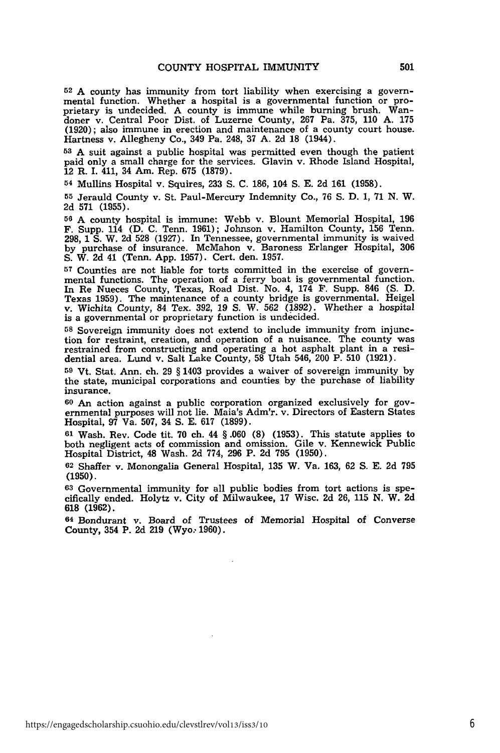[52] A county has immunity from tort liability when exercising a governmental function. Whether a hospital is a governmental function or proprietary is undecided. A county is immune while burning brush. Wandoner v. Central Poor Dist. of Luzerne County, 267 Pa. 375, 110 A. 175 (1920); also immune in erection and maintenance of a county court house. Hartness v. Allegheny Co., 349 Pa. 248, 37 A. 2d 18 (1944).

[53] A suit against a public hospital was permitted even though the patient paid only a small charge for the services. Glavin v. Rhode Island Hospital, 12 R. I. 411, 34 Am. Rep. 675 (1879).

[54] Mullins Hospital v. Squires, 233 S. C. 186, 104 S. E. 2d 161 (1958).

[55] Jerauld County v. St. Paul-Mercury Indemnity Co., 76 S. D. 1, 71 N. W. 2d 571 (1955).

[56] A county hospital is immune: Webb v. Blount Memorial Hospital, 196 F. Supp. 114 (D. C. Tenn. 1961); Johnson v. Hamilton County, 156 Tenn. 298, 1 S. W. 2d 528 (1927). In Tennessee, governmental immunity is waived by purchase of insurance. McMahon v. Baroness Erlanger Hospital, 306 S. W. 2d 41 (Tenn. App. 1957). Cert. den. 1957.

[57] Counties are not liable for torts committed in the exercise of governmental functions. The operation of a ferry boat is governmental function. In Re Nueces County, Texas, Road Dist. No. 4, 174 F. Supp. 846 (S. D. Texas 1959). The maintenance of a county bridge is governmental. Heigel v. Wichita County, 84 Tex. 392, 19 S. W. 562 (1892). Whether a hospital is a governmental or proprietary function is undecided.

[58] Sovereign immunity does not extend to include immunity from injunction for restraint, creation, and operation of a nuisance. The county was restrained from constructing and operating a hot asphalt plant in a residential area. Lund v. Salt Lake County, 58 Utah 546, 200 P. 510 (1921).

[59] Vt. Stat. Ann. ch. 29 § 1403 provides a waiver of sovereign immunity by the state, municipal corporations and counties by the purchase of liability insurance.

[60] An action against a public corporation organized exclusively for governmental purposes will not lie. Maia's Adm'r. v. Directors of Eastern States Hospital, 97 Va. 507, 34 S. E. 617 (1899).

[61] Wash. Rev. Code tit. 70 ch. 44 § .060 (8) (1953). This statute applies to both negligent acts of commission and omission. Gile v. Kennewick Public Hospital District, 48 Wash. 2d 774, 296 P. 2d 795 (1950).

[62] Shaffer v. Monongalia General Hospital, 135 W. Va. 163, 62 S. E. 2d 795 (1950).

[63] Governmental immunity for all public bodies from tort actions is specifically ended. Holytz v. City of Milwaukee, 17 Wisc. 2d 26, 115 N. W. 2d 618 (1962).

[64] Bondurant v. Board of Trustees of Memorial Hospital of Converse County, 354 P. 2d 219 (Wyo. 1960).